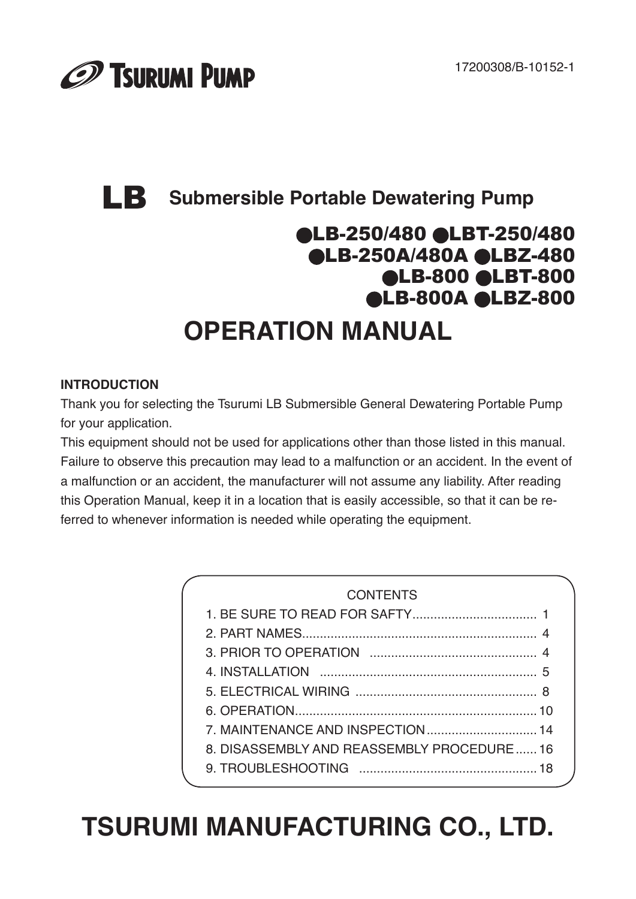TSURUMI PUMP

17200308/B-10152-1

# LB Submersible Portable Dewatering Pump

**●LB-250/480 ●LBT-250/480**
**●LB-250A/480A ●LBZ-480**
**●LB-800 ●LBT-800**
**●LB-800A ●LBZ-800**

# OPERATION MANUAL

**INTRODUCTION**

Thank you for selecting the Tsurumi LB Submersible General Dewatering Portable Pump for your application.
This equipment should not be used for applications other than those listed in this manual. Failure to observe this precaution may lead to a malfunction or an accident. In the event of a malfunction or an accident, the manufacturer will not assume any liability. After reading this Operation Manual, keep it in a location that is easily accessible, so that it can be referred to whenever information is needed while operating the equipment.

CONTENTS

1. BE SURE TO READ FOR SAFTY .................................. 1
2. PART NAMES.................................................................. 4
3. PRIOR TO OPERATION .............................................. 4
4. INSTALLATION ............................................................ 5
5. ELECTRICAL WIRING .................................................. 8
6. OPERATION.................................................................. 10
7. MAINTENANCE AND INSPECTION.............................. 14
8. DISASSEMBLY AND REASSEMBLY PROCEDURE...... 16
9. TROUBLESHOOTING ................................................. 18

# TSURUMI MANUFACTURING CO., LTD.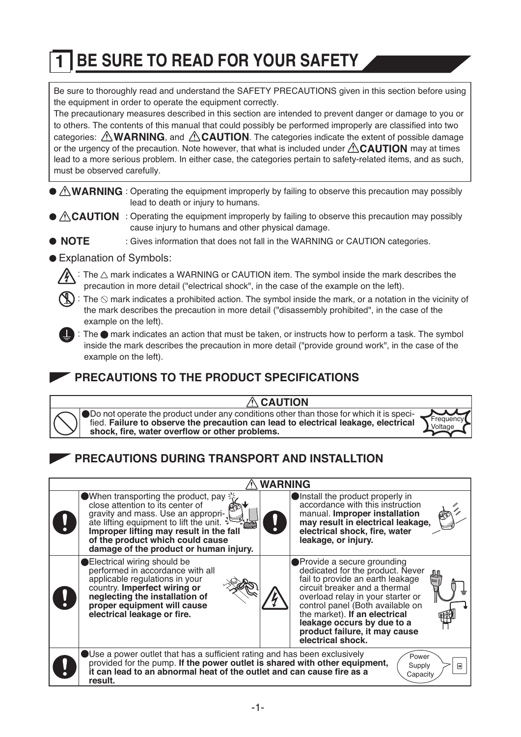# 1 BE SURE TO READ FOR YOUR SAFETY

Be sure to thoroughly read and understand the SAFETY PRECAUTIONS given in this section before using the equipment in order to operate the equipment correctly.
The precautionary measures described in this section are intended to prevent danger or damage to you or to others. The contents of this manual that could possibly be performed improperly are classified into two categories: ⚠**WARNING**, and ⚠**CAUTION**. The categories indicate the extent of possible damage or the urgency of the precaution. Note however, that what is included under ⚠**CAUTION** may at times lead to a more serious problem. In either case, the categories pertain to safety-related items, and as such, must be observed carefully.

- ⚠**WARNING** : Operating the equipment improperly by failing to observe this precaution may possibly lead to death or injury to humans.
- ⚠**CAUTION** : Operating the equipment improperly by failing to observe this precaution may possibly cause injury to humans and other physical damage.
- **NOTE** : Gives information that does not fall in the WARNING or CAUTION categories.
- Explanation of Symbols:
  - The △ mark indicates a WARNING or CAUTION item. The symbol inside the mark describes the precaution in more detail ("electrical shock", in the case of the example on the left).
  - The ⊘ mark indicates a prohibited action. The symbol inside the mark, or a notation in the vicinity of the mark describes the precaution in more detail ("disassembly prohibited", in the case of the example on the left).
  - The ● mark indicates an action that must be taken, or instructs how to perform a task. The symbol inside the mark describes the precaution in more detail ("provide ground work", in the case of the example on the left).

## PRECAUTIONS TO THE PRODUCT SPECIFICATIONS

⚠ **CAUTION**

- Do not operate the product under any conditions other than those for which it is specified. **Failure to observe the precaution can lead to electrical leakage, electrical shock, fire, water overflow or other problems.** (Frequency, Voltage)

## PRECAUTIONS DURING TRANSPORT AND INSTALLTION

⚠ **WARNING**

- When transporting the product, pay close attention to its center of gravity and mass. Use an appropriate lifting equipment to lift the unit. **Improper lifting may result in the fall of the product which could cause damage of the product or human injury.**
- Install the product properly in accordance with this instruction manual. **Improper installation may result in electrical leakage, electrical shock, fire, water leakage, or injury.**
- Electrical wiring should be performed in accordance with all applicable regulations in your country. **Imperfect wiring or neglecting the installation of proper equipment will cause electrical leakage or fire.**
- Provide a secure grounding dedicated for the product. Never fail to provide an earth leakage circuit breaker and a thermal overload relay in your starter or control panel (Both available on the market). **If an electrical leakage occurs by due to a product failure, it may cause electrical shock.**
- Use a power outlet that has a sufficient rating and has been exclusively provided for the pump. **If the power outlet is shared with other equipment, it can lead to an abnormal heat of the outlet and can cause fire as a result.** (Power Supply Capacity)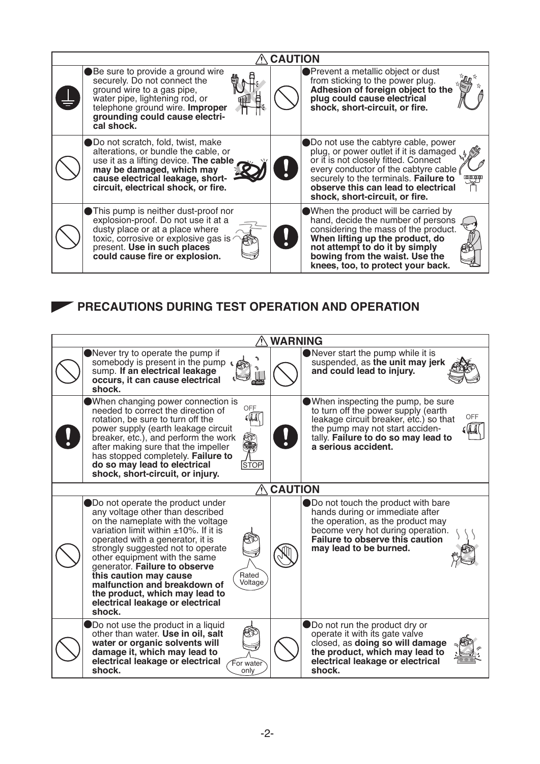## ⚠ CAUTION

- Be sure to provide a ground wire securely. Do not connect the ground wire to a gas pipe, water pipe, lightening rod, or telephone ground wire. **Improper grounding could cause electrical shock.**
- Prevent a metallic object or dust from sticking to the power plug. **Adhesion of foreign object to the plug could cause electrical shock, short-circuit, or fire.**
- Do not scratch, fold, twist, make alterations, or bundle the cable, or use it as a lifting device. **The cable may be damaged, which may cause electrical leakage, short-circuit, electrical shock, or fire.**
- Do not use the cabtyre cable, power plug, or power outlet if it is damaged or it is not closely fitted. Connect every conductor of the cabtyre cable securely to the terminals. **Failure to observe this can lead to electrical shock, short-circuit, or fire.**
- This pump is neither dust-proof nor explosion-proof. Do not use it at a dusty place or at a place where toxic, corrosive or explosive gas is present. **Use in such places could cause fire or explosion.**
- When the product will be carried by hand, decide the number of persons considering the mass of the product. **When lifting up the product, do not attempt to do it by simply bowing from the waist. Use the knees, too, to protect your back.**

## PRECAUTIONS DURING TEST OPERATION AND OPERATION

### ⚠ WARNING

- Never try to operate the pump if somebody is present in the pump sump. **If an electrical leakage occurs, it can cause electrical shock.**
- Never start the pump while it is suspended, as **the unit may jerk and could lead to injury.**
- When changing power connection is needed to correct the direction of rotation, be sure to turn off the power supply (earth leakage circuit breaker, etc.), and perform the work after making sure that the impeller has stopped completely. **Failure to do so may lead to electrical shock, short-circuit, or injury.**
- When inspecting the pump, be sure to turn off the power supply (earth leakage circuit breaker, etc.) so that the pump may not start accidentally. **Failure to do so may lead to a serious accident.**

### ⚠ CAUTION

- Do not operate the product under any voltage other than described on the nameplate with the voltage variation limit within ±10%. If it is operated with a generator, it is strongly suggested not to operate other equipment with the same generator. **Failure to observe this caution may cause malfunction and breakdown of the product, which may lead to electrical leakage or electrical shock.**
- Do not touch the product with bare hands during or immediate after the operation, as the product may become very hot during operation. **Failure to observe this caution may lead to be burned.**
- Do not use the product in a liquid other than water. **Use in oil, salt water or organic solvents will damage it, which may lead to electrical leakage or electrical shock.**
- Do not run the product dry or operate it with its gate valve closed, as **doing so will damage the product, which may lead to electrical leakage or electrical shock.**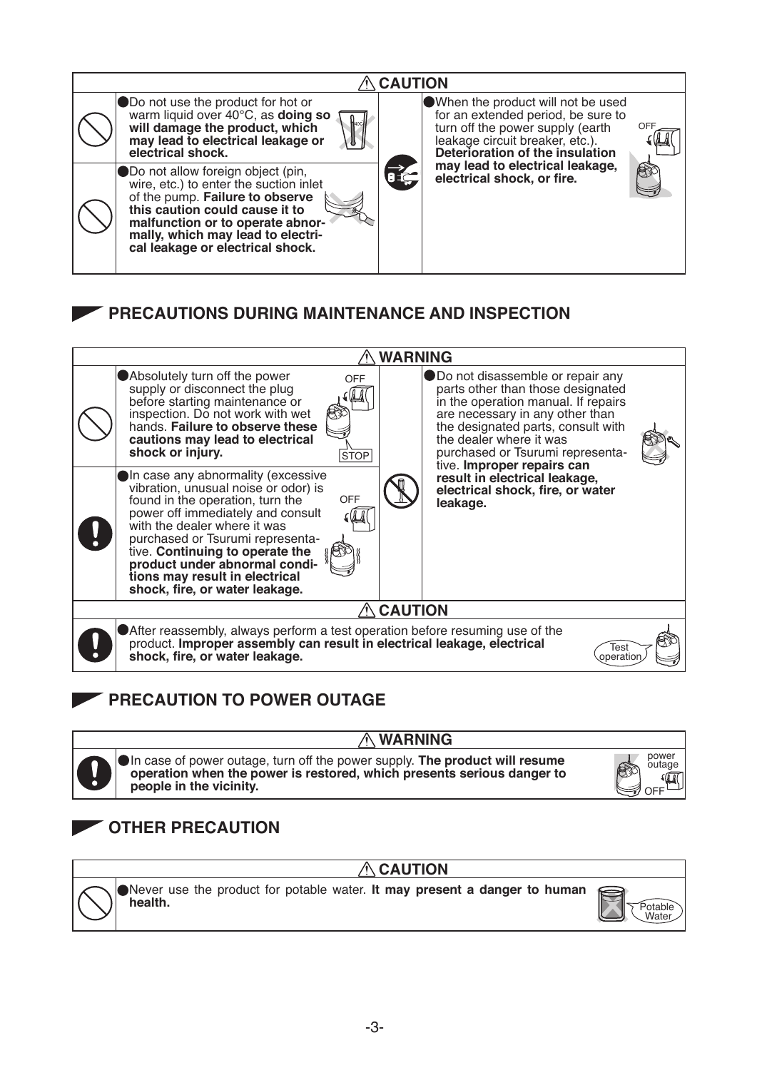**⚠ CAUTION**

- Do not use the product for hot or warm liquid over 40°C, as **doing so will damage the product, which may lead to electrical leakage or electrical shock.**
- Do not allow foreign object (pin, wire, etc.) to enter the suction inlet of the pump. **Failure to observe this caution could cause it to malfunction or to operate abnormally, which may lead to electrical leakage or electrical shock.**
- When the product will not be used for an extended period, be sure to turn off the power supply (earth leakage circuit breaker, etc.). **Deterioration of the insulation may lead to electrical leakage, electrical shock, or fire.**

## PRECAUTIONS DURING MAINTENANCE AND INSPECTION

**⚠ WARNING**

- Absolutely turn off the power supply or disconnect the plug before starting maintenance or inspection. Do not work with wet hands. **Failure to observe these cautions may lead to electrical shock or injury.**
- In case any abnormality (excessive vibration, unusual noise or odor) is found in the operation, turn the power off immediately and consult with the dealer where it was purchased or Tsurumi representative. **Continuing to operate the product under abnormal conditions may result in electrical shock, fire, or water leakage.**
- Do not disassemble or repair any parts other than those designated in the operation manual. If repairs are necessary in any other than the designated parts, consult with the dealer where it was purchased or Tsurumi representative. **Improper repairs can result in electrical leakage, electrical shock, fire, or water leakage.**

**⚠ CAUTION**

- After reassembly, always perform a test operation before resuming use of the product. **Improper assembly can result in electrical leakage, electrical shock, fire, or water leakage.**

## PRECAUTION TO POWER OUTAGE

**⚠ WARNING**

- In case of power outage, turn off the power supply. **The product will resume operation when the power is restored, which presents serious danger to people in the vicinity.**

## OTHER PRECAUTION

**⚠ CAUTION**

- Never use the product for potable water. **It may present a danger to human health.**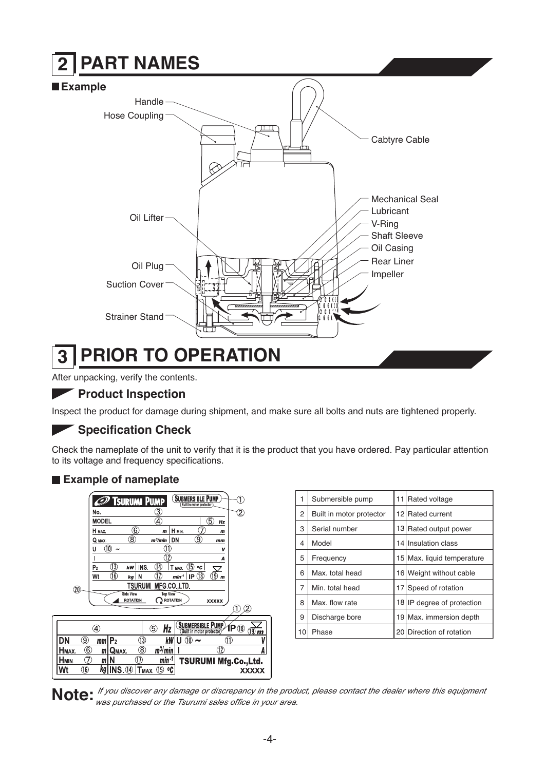# 2 PART NAMES

**■ Example**

Handle

Hose Coupling

Cabtyre Cable

Mechanical Seal

Lubricant

Oil Lifter

V-Ring

Shaft Sleeve

Oil Casing

Oil Plug

Rear Liner

Impeller

Suction Cover

Strainer Stand

# 3 PRIOR TO OPERATION

After unpacking, verify the contents.

## Product Inspection

Inspect the product for damage during shipment, and make sure all bolts and nuts are tightened properly.

## Specification Check

Check the nameplate of the unit to verify that it is the product that you have ordered. Pay particular attention to its voltage and frequency specifications.

**■ Example of nameplate**

| | | | |
|---|---|---|---|
| 1 | Submersible pump | 11 | Rated voltage |
| 2 | Built in motor protector | 12 | Rated current |
| 3 | Serial number | 13 | Rated output power |
| 4 | Model | 14 | Insulation class |
| 5 | Frequency | 15 | Max. liquid temperature |
| 6 | Max. total head | 16 | Weight without cable |
| 7 | Min. total head | 17 | Speed of rotation |
| 8 | Max. flow rate | 18 | IP degree of protection |
| 9 | Discharge bore | 19 | Max. immersion depth |
| 10 | Phase | 20 | Direction of rotation |

**Note:** *If you discover any damage or discrepancy in the product, please contact the dealer where this equipment was purchased or the Tsurumi sales office in your area.*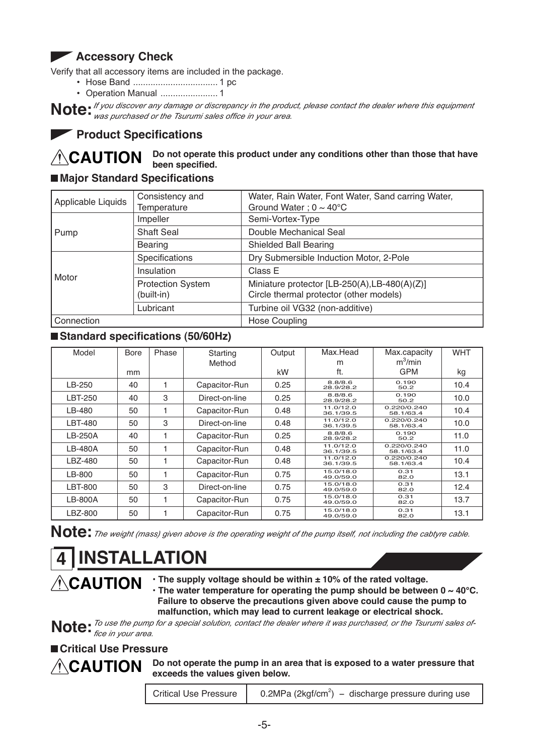## Accessory Check

Verify that all accessory items are included in the package.

- Hose Band .................................. 1 pc
- Operation Manual ....................... 1

**Note:** *If you discover any damage or discrepancy in the product, please contact the dealer where this equipment was purchased or the Tsurumi sales office in your area.*

## Product Specifications

**⚠CAUTION** **Do not operate this product under any conditions other than those that have been specified.**

### ■ Major Standard Specifications

| | | |
|---|---|---|
| Applicable Liquids | Consistency and Temperature | Water, Rain Water, Font Water, Sand carring Water, Ground Water ; 0 ~ 40°C |
| Pump | Impeller | Semi-Vortex-Type |
| | Shaft Seal | Double Mechanical Seal |
| | Bearing | Shielded Ball Bearing |
| Motor | Specifications | Dry Submersible Induction Motor, 2-Pole |
| | Insulation | Class E |
| | Protection System (built-in) | Miniature protector [LB-250(A),LB-480(A)(Z)]<br>Circle thermal protector (other models) |
| | Lubricant | Turbine oil VG32 (non-additive) |
| Connection | | Hose Coupling |

### ■ Standard specifications (50/60Hz)

| Model | Bore<br>mm | Phase | Starting Method | Output<br>kW | Max.Head<br>m<br>ft. | Max.capacity<br>$m^3$/min<br>GPM | WHT<br>kg |
|---|---|---|---|---|---|---|---|
| LB-250 | 40 | 1 | Capacitor-Run | 0.25 | 8.8/8.6<br>28.9/28.2 | 0.190<br>50.2 | 10.4 |
| LBT-250 | 40 | 3 | Direct-on-line | 0.25 | 8.8/8.6<br>28.9/28.2 | 0.190<br>50.2 | 10.0 |
| LB-480 | 50 | 1 | Capacitor-Run | 0.48 | 11.0/12.0<br>36.1/39.5 | 0.220/0.240<br>58.1/63.4 | 10.4 |
| LBT-480 | 50 | 3 | Direct-on-line | 0.48 | 11.0/12.0<br>36.1/39.5 | 0.220/0.240<br>58.1/63.4 | 10.0 |
| LB-250A | 40 | 1 | Capacitor-Run | 0.25 | 8.8/8.6<br>28.9/28.2 | 0.190<br>50.2 | 11.0 |
| LB-480A | 50 | 1 | Capacitor-Run | 0.48 | 11.0/12.0<br>36.1/39.5 | 0.220/0.240<br>58.1/63.4 | 11.0 |
| LBZ-480 | 50 | 1 | Capacitor-Run | 0.48 | 11.0/12.0<br>36.1/39.5 | 0.220/0.240<br>58.1/63.4 | 10.4 |
| LB-800 | 50 | 1 | Capacitor-Run | 0.75 | 15.0/18.0<br>49.0/59.0 | 0.31<br>82.0 | 13.1 |
| LBT-800 | 50 | 3 | Direct-on-line | 0.75 | 15.0/18.0<br>49.0/59.0 | 0.31<br>82.0 | 12.4 |
| LB-800A | 50 | 1 | Capacitor-Run | 0.75 | 15.0/18.0<br>49.0/59.0 | 0.31<br>82.0 | 13.7 |
| LBZ-800 | 50 | 1 | Capacitor-Run | 0.75 | 15.0/18.0<br>49.0/59.0 | 0.31<br>82.0 | 13.1 |

**Note:** *The weight (mass) given above is the operating weight of the pump itself, not including the cabtyre cable.*

# 4 INSTALLATION

**⚠CAUTION**

- **The supply voltage should be within ± 10% of the rated voltage.**
- **The water temperature for operating the pump should be between 0 ~ 40°C.**
  **Failure to observe the precautions given above could cause the pump to malfunction, which may lead to current leakage or electrical shock.**

**Note:** *To use the pump for a special solution, contact the dealer where it was purchased, or the Tsurumi sales office in your area.*

### ■ Critical Use Pressure

**⚠CAUTION** **Do not operate the pump in an area that is exposed to a water pressure that exceeds the values given below.**

| | |
|---|---|
| Critical Use Pressure | 0.2MPa (2kgf/$cm^2$) – discharge pressure during use |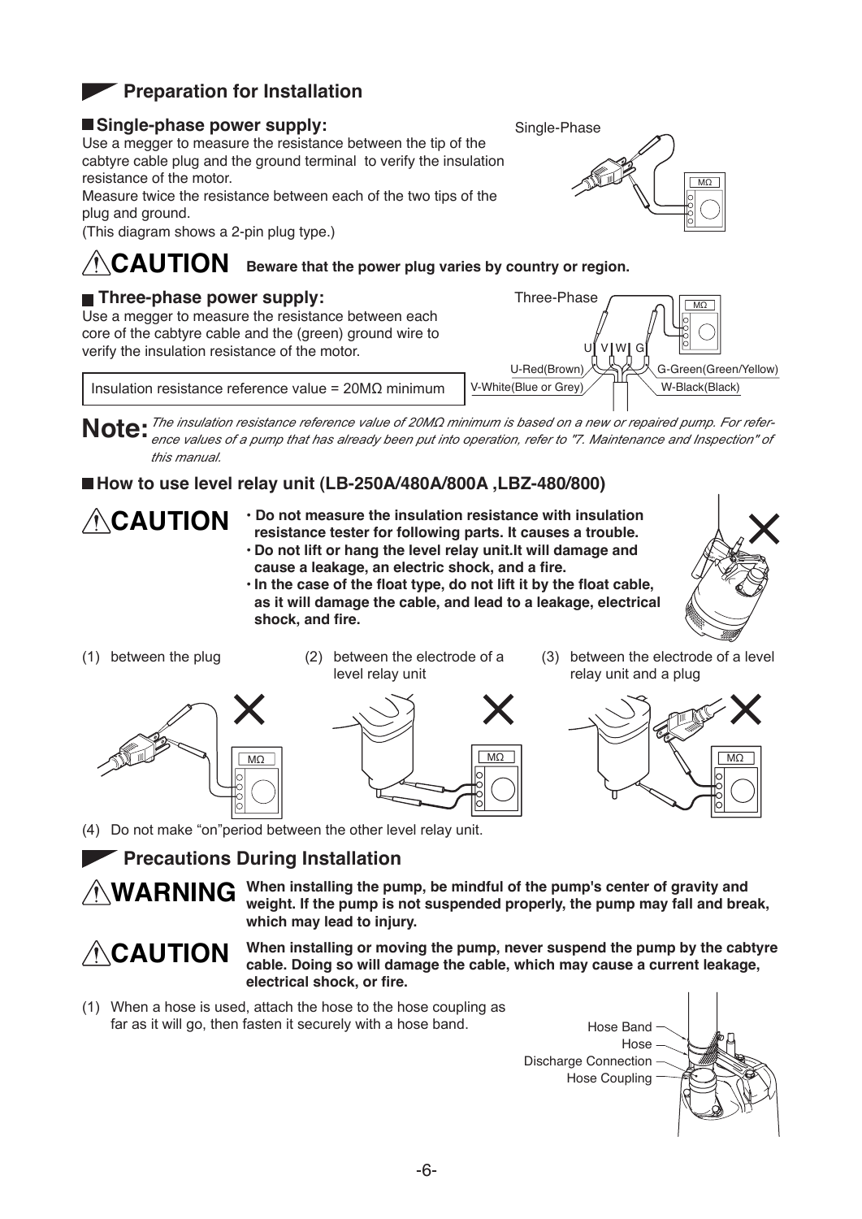## Preparation for Installation

### Single-phase power supply:

Use a megger to measure the resistance between the tip of the cabtyre cable plug and the ground terminal to verify the insulation resistance of the motor.
Measure twice the resistance between each of the two tips of the plug and ground.
(This diagram shows a 2-pin plug type.)

Single-Phase

**⚠CAUTION** **Beware that the power plug varies by country or region.**

### Three-phase power supply:

Use a megger to measure the resistance between each core of the cabtyre cable and the (green) ground wire to verify the insulation resistance of the motor.

Three-Phase

U V W G

U-Red(Brown)
V-White(Blue or Grey)
G-Green(Green/Yellow)
W-Black(Black)

Insulation resistance reference value = 20MΩ minimum

**Note:** *The insulation resistance reference value of 20MΩ minimum is based on a new or repaired pump. For reference values of a pump that has already been put into operation, refer to "7. Maintenance and Inspection" of this manual.*

### How to use level relay unit (LB-250A/480A/800A ,LBZ-480/800)

**⚠CAUTION**

- **Do not measure the insulation resistance with insulation resistance tester for following parts. It causes a trouble.**
- **Do not lift or hang the level relay unit.It will damage and cause a leakage, an electric shock, and a fire.**
- **In the case of the float type, do not lift it by the float cable, as it will damage the cable, and lead to a leakage, electrical shock, and fire.**

(1) between the plug

(2) between the electrode of a level relay unit

(3) between the electrode of a level relay unit and a plug

(4) Do not make "on"period between the other level relay unit.

## Precautions During Installation

**⚠WARNING** **When installing the pump, be mindful of the pump's center of gravity and weight. If the pump is not suspended properly, the pump may fall and break, which may lead to injury.**

**⚠CAUTION** **When installing or moving the pump, never suspend the pump by the cabtyre cable. Doing so will damage the cable, which may cause a current leakage, electrical shock, or fire.**

(1) When a hose is used, attach the hose to the hose coupling as far as it will go, then fasten it securely with a hose band.

Hose Band
Hose
Discharge Connection
Hose Coupling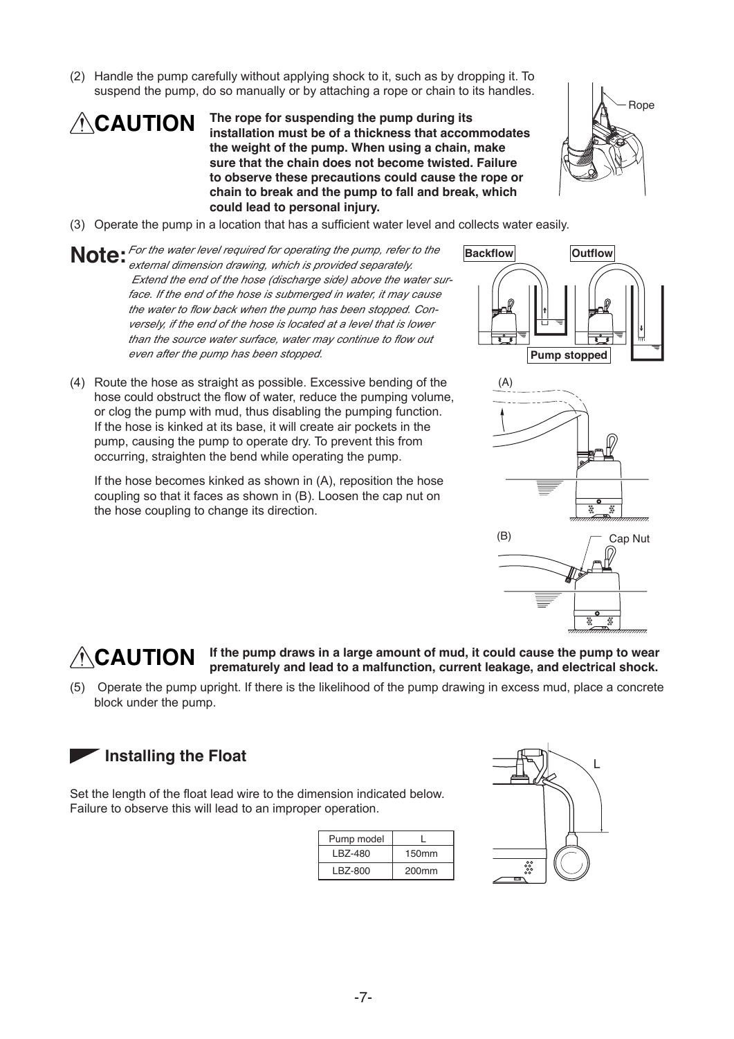(2) Handle the pump carefully without applying shock to it, such as by dropping it. To suspend the pump, do so manually or by attaching a rope or chain to its handles.

**⚠CAUTION** **The rope for suspending the pump during its installation must be of a thickness that accommodates the weight of the pump. When using a chain, make sure that the chain does not become twisted. Failure to observe these precautions could cause the rope or chain to break and the pump to fall and break, which could lead to personal injury.**

Rope

(3) Operate the pump in a location that has a sufficient water level and collects water easily.

**Note:** *For the water level required for operating the pump, refer to the external dimension drawing, which is provided separately. Extend the end of the hose (discharge side) above the water surface. If the end of the hose is submerged in water, it may cause the water to flow back when the pump has been stopped. Conversely, if the end of the hose is located at a level that is lower than the source water surface, water may continue to flow out even after the pump has been stopped.*

Backflow

Outflow

Pump stopped

(4) Route the hose as straight as possible. Excessive bending of the hose could obstruct the flow of water, reduce the pumping volume, or clog the pump with mud, thus disabling the pumping function. If the hose is kinked at its base, it will create air pockets in the pump, causing the pump to operate dry. To prevent this from occurring, straighten the bend while operating the pump.

If the hose becomes kinked as shown in (A), reposition the hose coupling so that it faces as shown in (B). Loosen the cap nut on the hose coupling to change its direction.

(A)

(B)

Cap Nut

**⚠CAUTION** **If the pump draws in a large amount of mud, it could cause the pump to wear prematurely and lead to a malfunction, current leakage, and electrical shock.**

(5) Operate the pump upright. If there is the likelihood of the pump drawing in excess mud, place a concrete block under the pump.

## Installing the Float

Set the length of the float lead wire to the dimension indicated below. Failure to observe this will lead to an improper operation.

| Pump model | L |
| --- | --- |
| LBZ-480 | 150mm |
| LBZ-800 | 200mm |

L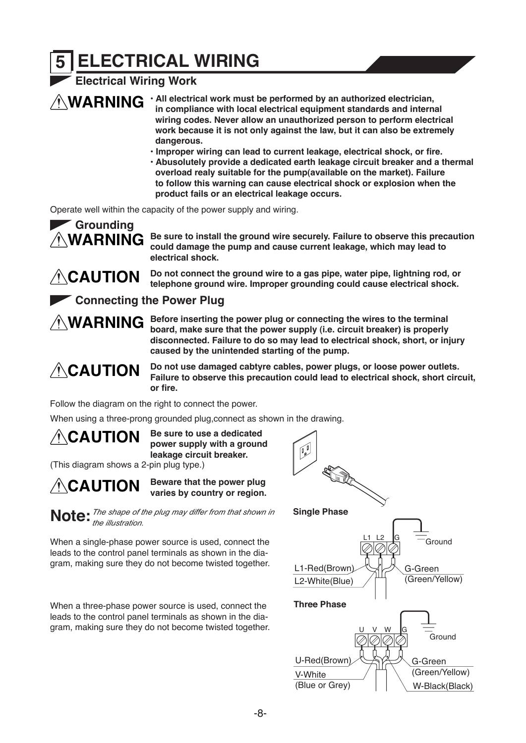# 5 ELECTRICAL WIRING

## Electrical Wiring Work

**⚠WARNING**

- **All electrical work must be performed by an authorized electrician, in compliance with local electrical equipment standards and internal wiring codes. Never allow an unauthorized person to perform electrical work because it is not only against the law, but it can also be extremely dangerous.**
- **Improper wiring can lead to current leakage, electrical shock, or fire.**
- **Abusolutely provide a dedicated earth leakage circuit breaker and a thermal overload realy suitable for the pump(available on the market). Failure to follow this warning can cause electrical shock or explosion when the product fails or an electrical leakage occurs.**

Operate well within the capacity of the power supply and wiring.

## Grounding

**⚠WARNING** **Be sure to install the ground wire securely. Failure to observe this precaution could damage the pump and cause current leakage, which may lead to electrical shock.**

**⚠CAUTION** **Do not connect the ground wire to a gas pipe, water pipe, lightning rod, or telephone ground wire. Improper grounding could cause electrical shock.**

## Connecting the Power Plug

**⚠WARNING** **Before inserting the power plug or connecting the wires to the terminal board, make sure that the power supply (i.e. circuit breaker) is properly disconnected. Failure to do so may lead to electrical shock, short, or injury caused by the unintended starting of the pump.**

**⚠CAUTION** **Do not use damaged cabtyre cables, power plugs, or loose power outlets. Failure to observe this precaution could lead to electrical shock, short circuit, or fire.**

Follow the diagram on the right to connect the power.

When using a three-prong grounded plug,connect as shown in the drawing.

**⚠CAUTION** **Be sure to use a dedicated power supply with a ground leakage circuit breaker.**

(This diagram shows a 2-pin plug type.)

**⚠CAUTION** **Beware that the power plug varies by country or region.**

**Note:** *The shape of the plug may differ from that shown in the illustration.*

When a single-phase power source is used, connect the leads to the control panel terminals as shown in the diagram, making sure they do not become twisted together.

When a three-phase power source is used, connect the leads to the control panel terminals as shown in the diagram, making sure they do not become twisted together.

**Single Phase**

L1 L2 G

Ground

L1-Red(Brown)

L2-White(Blue)

G-Green (Green/Yellow)

**Three Phase**

U V W G

Ground

U-Red(Brown)

V-White (Blue or Grey)

G-Green (Green/Yellow)

W-Black(Black)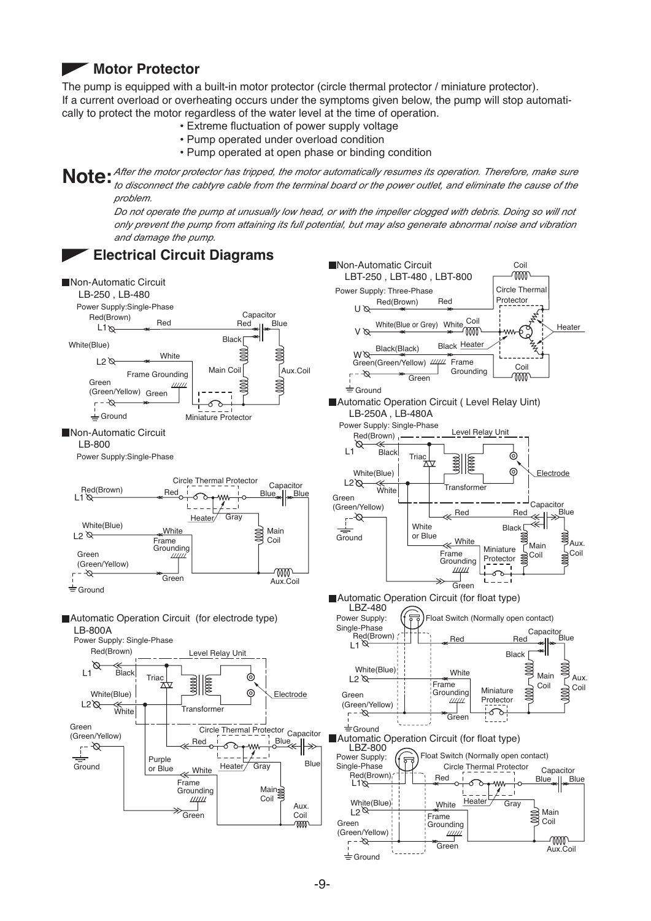## Motor Protector

The pump is equipped with a built-in motor protector (circle thermal protector / miniature protector).
If a current overload or overheating occurs under the symptoms given below, the pump will stop automatically to protect the motor regardless of the water level at the time of operation.

- Extreme fluctuation of power supply voltage
- Pump operated under overload condition
- Pump operated at open phase or binding condition

**Note:** *After the motor protector has tripped, the motor automatically resumes its operation. Therefore, make sure to disconnect the cabtyre cable from the terminal board or the power outlet, and eliminate the cause of the problem.*

*Do not operate the pump at unusually low head, or with the impeller clogged with debris. Doing so will not only prevent the pump from attaining its full potential, but may also generate abnormal noise and vibration and damage the pump.*

## Electrical Circuit Diagrams

■Non-Automatic Circuit
LB-250 , LB-480
Power Supply:Single-Phase

Red(Brown) L1 Red Capacitor Red Blue Black
White(Blue) L2 White Main Coil Aux.Coil
Frame Grounding
Green (Green/Yellow) Green
Ground
Miniature Protector

■Non-Automatic Circuit
LB-800
Power Supply:Single-Phase

Circle Thermal Protector
Red(Brown) L1 Red Capacitor Blue Blue
Heater Gray
White(Blue) L2 White Main Coil
Frame Grounding
Green (Green/Yellow) Green Aux.Coil
Ground

■Automatic Operation Circuit (for electrode type)
LB-800A
Power Supply: Single-Phase

Red(Brown) L1 Black Level Relay Unit
Triac
White(Blue) L2 White Transformer Electrode
Green (Green/Yellow)
Ground
Circle Thermal Protector Capacitor
Red Blue Blue
Purple or Blue White Heater Gray
Frame Grounding Main Coil
Green Aux. Coil

■Non-Automatic Circuit
LBT-250 , LBT-480 , LBT-800
Power Supply: Three-Phase

Coil
Circle Thermal Protector
U Red(Brown) Red
V White(Blue or Grey) White Coil Heater
W Black(Black) Black Heater
Green(Green/Yellow) Frame Grounding Coil
Green
Ground

■Automatic Operation Circuit ( Level Relay Uint)
LB-250A , LB-480A
Power Supply: Single-Phase

Red(Brown) L1 Black Level Relay Unit
Triac
White(Blue) L2 White Transformer Electrode
Green (Green/Yellow)
Ground
Capacitor
Red Red Blue
White or Blue White Black
Frame Grounding Miniature Protector Main Coil Aux. Coil
Green

■Automatic Operation Circuit (for float type)
LBZ-480
Power Supply: Single-Phase

Float Switch (Normally open contact)
Red(Brown) L1 Red Capacitor Red Blue
Black
White(Blue) L2 White Main Coil Aux. Coil
Frame Grounding Miniature Protector
Green (Green/Yellow) Green
Ground

■Automatic Operation Circuit (for float type)
LBZ-800
Power Supply: Single-Phase

Float Switch (Normally open contact)
Circle Thermal Protector Capacitor
Red(Brown) L1 Red Blue Blue
White(Blue) L2 White Heater Gray
Frame Grounding Main Coil
Green (Green/Yellow) Green Aux.Coil
Ground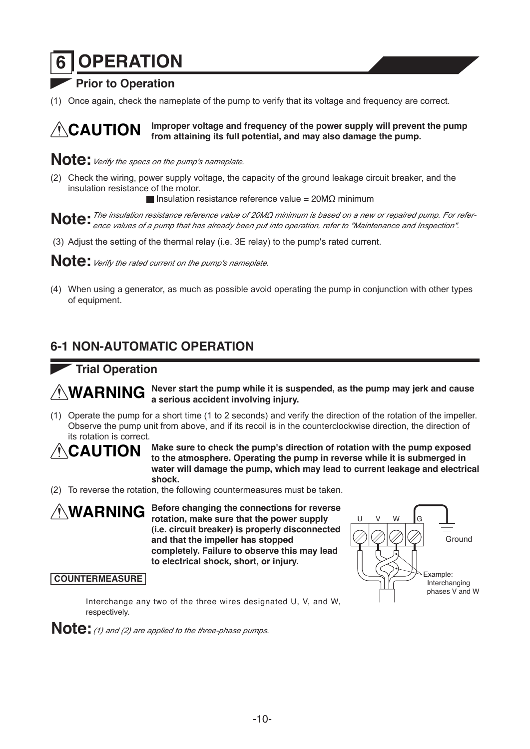# 6 OPERATION

## Prior to Operation

(1) Once again, check the nameplate of the pump to verify that its voltage and frequency are correct.

**⚠CAUTION** **Improper voltage and frequency of the power supply will prevent the pump from attaining its full potential, and may also damage the pump.**

**Note:** *Verify the specs on the pump's nameplate.*

(2) Check the wiring, power supply voltage, the capacity of the ground leakage circuit breaker, and the insulation resistance of the motor.

■ Insulation resistance reference value = 20MΩ minimum

**Note:** *The insulation resistance reference value of 20MΩ minimum is based on a new or repaired pump. For reference values of a pump that has already been put into operation, refer to "Maintenance and Inspection".*

(3) Adjust the setting of the thermal relay (i.e. 3E relay) to the pump's rated current.

**Note:** *Verify the rated current on the pump's nameplate.*

(4) When using a generator, as much as possible avoid operating the pump in conjunction with other types of equipment.

## 6-1 NON-AUTOMATIC OPERATION

### Trial Operation

**⚠WARNING** **Never start the pump while it is suspended, as the pump may jerk and cause a serious accident involving injury.**

(1) Operate the pump for a short time (1 to 2 seconds) and verify the direction of the rotation of the impeller. Observe the pump unit from above, and if its recoil is in the counterclockwise direction, the direction of its rotation is correct.

**⚠CAUTION** **Make sure to check the pump's direction of rotation with the pump exposed to the atmosphere. Operating the pump in reverse while it is submerged in water will damage the pump, which may lead to current leakage and electrical shock.**

(2) To reverse the rotation, the following countermeasures must be taken.

**⚠WARNING** **Before changing the connections for reverse rotation, make sure that the power supply (i.e. circuit breaker) is properly disconnected and that the impeller has stopped completely. Failure to observe this may lead to electrical shock, short, or injury.**

U V W G

Ground

Example: Interchanging phases V and W

**COUNTERMEASURE**

Interchange any two of the three wires designated U, V, and W, respectively.

**Note:** *(1) and (2) are applied to the three-phase pumps.*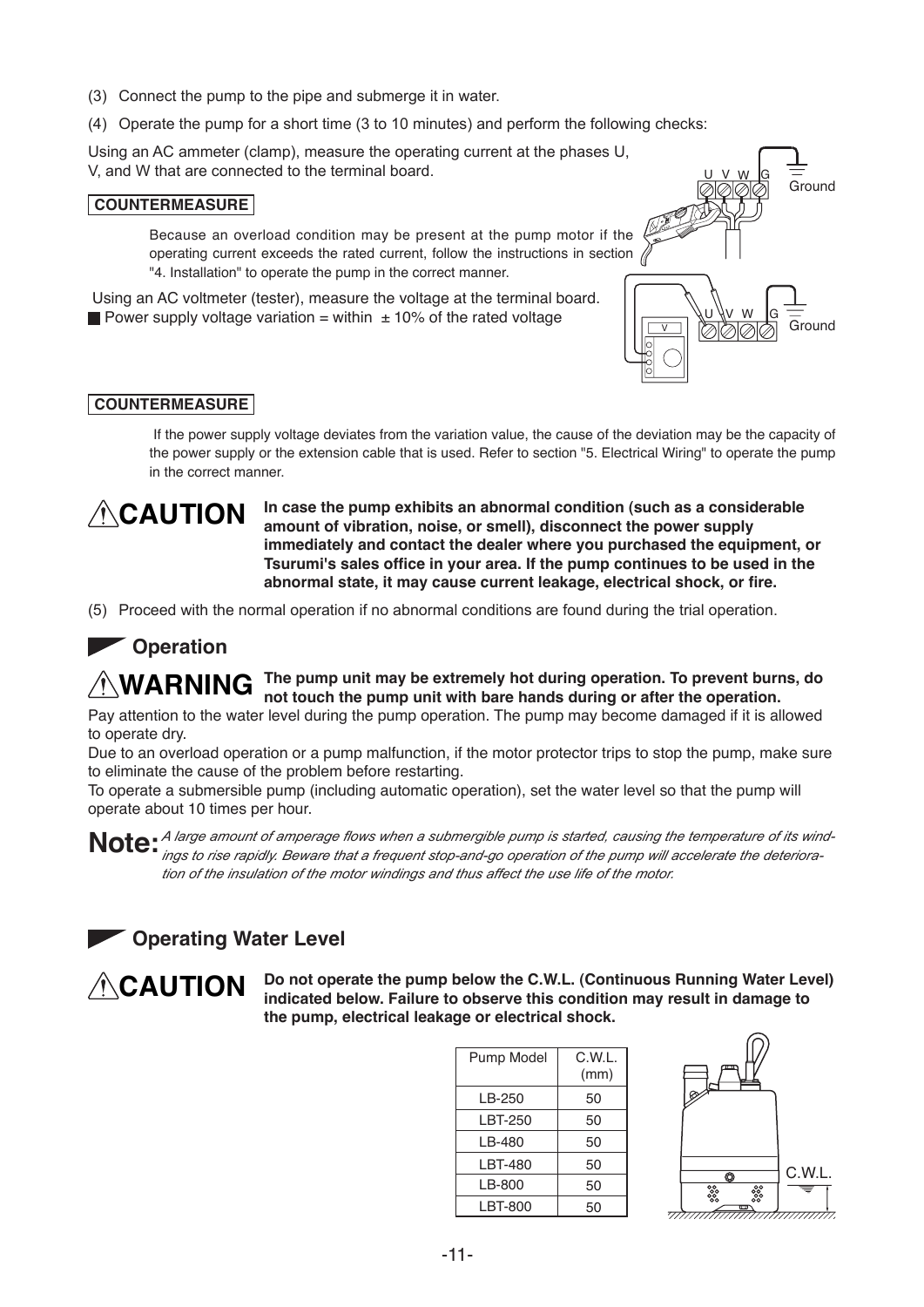(3) Connect the pump to the pipe and submerge it in water.

(4) Operate the pump for a short time (3 to 10 minutes) and perform the following checks:

Using an AC ammeter (clamp), measure the operating current at the phases U, V, and W that are connected to the terminal board.

U V W G

Ground

**COUNTERMEASURE**

Because an overload condition may be present at the pump motor if the operating current exceeds the rated current, follow the instructions in section "4. Installation" to operate the pump in the correct manner.

Using an AC voltmeter (tester), measure the voltage at the terminal board.

■ Power supply voltage variation = within ±10% of the rated voltage

V

U V W G

Ground

**COUNTERMEASURE**

If the power supply voltage deviates from the variation value, the cause of the deviation may be the capacity of the power supply or the extension cable that is used. Refer to section "5. Electrical Wiring" to operate the pump in the correct manner.

**⚠CAUTION** **In case the pump exhibits an abnormal condition (such as a considerable amount of vibration, noise, or smell), disconnect the power supply immediately and contact the dealer where you purchased the equipment, or Tsurumi's sales office in your area. If the pump continues to be used in the abnormal state, it may cause current leakage, electrical shock, or fire.**

(5) Proceed with the normal operation if no abnormal conditions are found during the trial operation.

## Operation

**⚠WARNING** **The pump unit may be extremely hot during operation. To prevent burns, do not touch the pump unit with bare hands during or after the operation.**

Pay attention to the water level during the pump operation. The pump may become damaged if it is allowed to operate dry.

Due to an overload operation or a pump malfunction, if the motor protector trips to stop the pump, make sure to eliminate the cause of the problem before restarting.

To operate a submersible pump (including automatic operation), set the water level so that the pump will operate about 10 times per hour.

**Note:** *A large amount of amperage flows when a submergible pump is started, causing the temperature of its windings to rise rapidly. Beware that a frequent stop-and-go operation of the pump will accelerate the deterioration of the insulation of the motor windings and thus affect the use life of the motor.*

## Operating Water Level

**⚠CAUTION** **Do not operate the pump below the C.W.L. (Continuous Running Water Level) indicated below. Failure to observe this condition may result in damage to the pump, electrical leakage or electrical shock.**

| Pump Model | C.W.L. (mm) |
|---|---|
| LB-250 | 50 |
| LBT-250 | 50 |
| LB-480 | 50 |
| LBT-480 | 50 |
| LB-800 | 50 |
| LBT-800 | 50 |

C.W.L.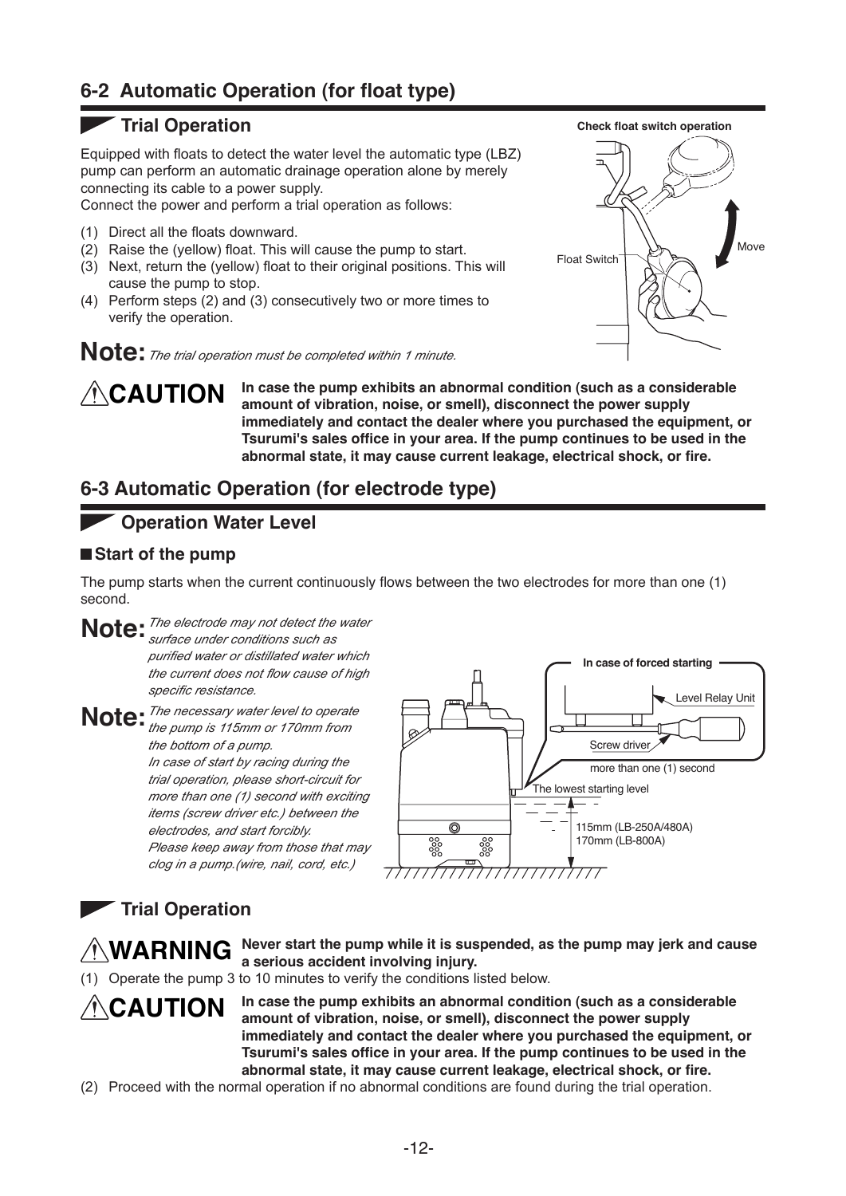## 6-2 Automatic Operation (for float type)

### Trial Operation

Equipped with floats to detect the water level the automatic type (LBZ) pump can perform an automatic drainage operation alone by merely connecting its cable to a power supply.
Connect the power and perform a trial operation as follows:

(1) Direct all the floats downward.
(2) Raise the (yellow) float. This will cause the pump to start.
(3) Next, return the (yellow) float to their original positions. This will cause the pump to stop.
(4) Perform steps (2) and (3) consecutively two or more times to verify the operation.

Check float switch operation

Float Switch

Move

**Note:** *The trial operation must be completed within 1 minute.*

**⚠CAUTION** **In case the pump exhibits an abnormal condition (such as a considerable amount of vibration, noise, or smell), disconnect the power supply immediately and contact the dealer where you purchased the equipment, or Tsurumi's sales office in your area. If the pump continues to be used in the abnormal state, it may cause current leakage, electrical shock, or fire.**

## 6-3 Automatic Operation (for electrode type)

### Operation Water Level

#### ■Start of the pump

The pump starts when the current continuously flows between the two electrodes for more than one (1) second.

**Note:** *The electrode may not detect the water surface under conditions such as purified water or distillated water which the current does not flow cause of high specific resistance.*

**Note:** *The necessary water level to operate the pump is 115mm or 170mm from the bottom of a pump.*
*In case of start by racing during the trial operation, please short-circuit for more than one (1) second with exciting items (screw driver etc.) between the electrodes, and start forcibly.*
*Please keep away from those that may clog in a pump.(wire, nail, cord, etc.)*

In case of forced starting

Level Relay Unit

Screw driver

more than one (1) second

The lowest starting level

115mm (LB-250A/480A)
170mm (LB-800A)

### Trial Operation

**⚠WARNING** **Never start the pump while it is suspended, as the pump may jerk and cause a serious accident involving injury.**

(1) Operate the pump 3 to 10 minutes to verify the conditions listed below.

**⚠CAUTION** **In case the pump exhibits an abnormal condition (such as a considerable amount of vibration, noise, or smell), disconnect the power supply immediately and contact the dealer where you purchased the equipment, or Tsurumi's sales office in your area. If the pump continues to be used in the abnormal state, it may cause current leakage, electrical shock, or fire.**

(2) Proceed with the normal operation if no abnormal conditions are found during the trial operation.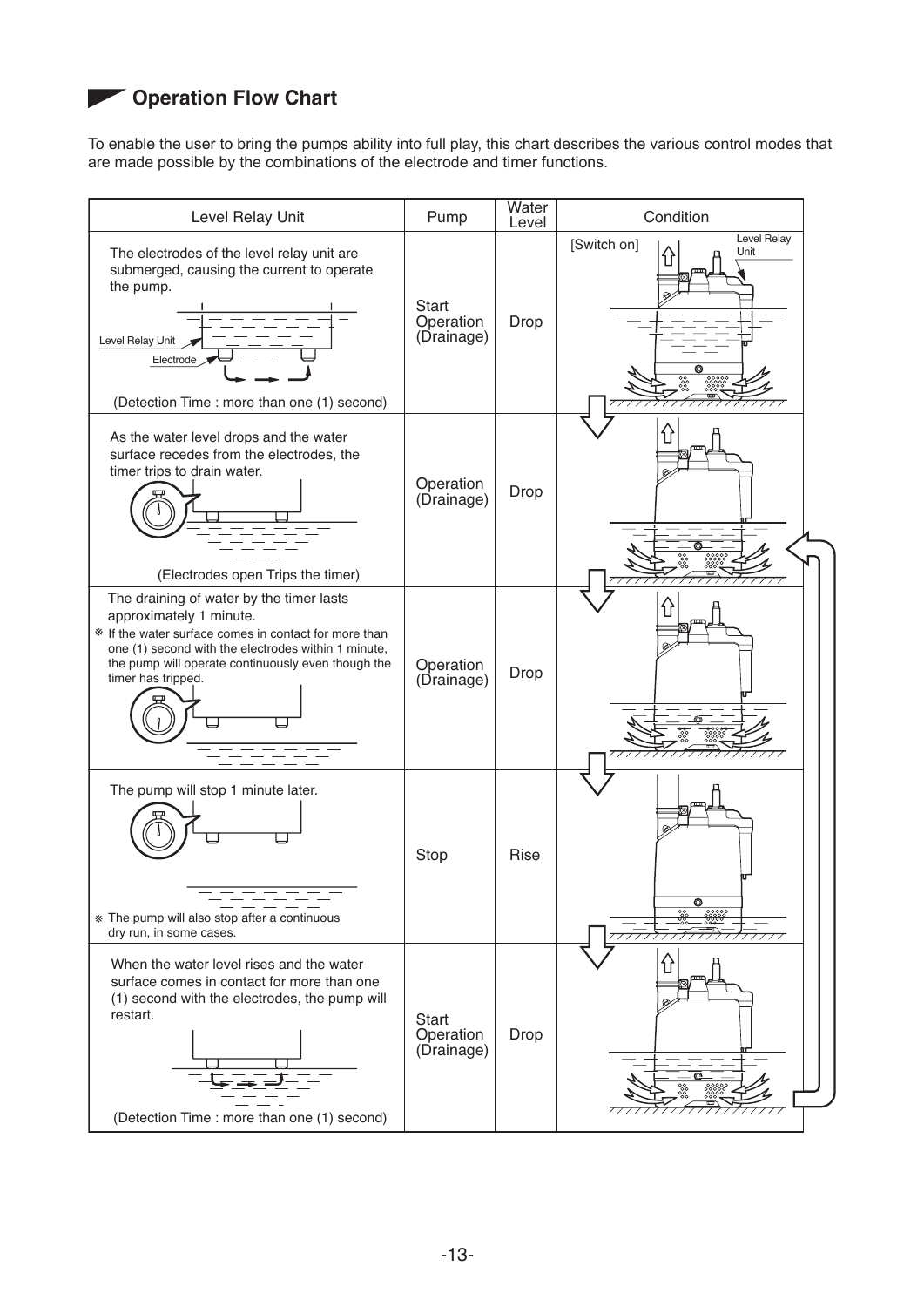## Operation Flow Chart

To enable the user to bring the pumps ability into full play, this chart describes the various control modes that are made possible by the combinations of the electrode and timer functions.

| Level Relay Unit | Pump | Water Level | Condition |
|---|---|---|---|
| The electrodes of the level relay unit are submerged, causing the current to operate the pump. Level Relay Unit / Electrode (Detection Time : more than one (1) second) | Start Operation (Drainage) | Drop | [Switch on] Level Relay Unit |
| As the water level drops and the water surface recedes from the electrodes, the timer trips to drain water. (Electrodes open Trips the timer) | Operation (Drainage) | Drop | |
| The draining of water by the timer lasts approximately 1 minute. ※ If the water surface comes in contact for more than one (1) second with the electrodes within 1 minute, the pump will operate continuously even though the timer has tripped. | Operation (Drainage) | Drop | |
| The pump will stop 1 minute later. ※ The pump will also stop after a continuous dry run, in some cases. | Stop | Rise | |
| When the water level rises and the water surface comes in contact for more than one (1) second with the electrodes, the pump will restart. (Detection Time : more than one (1) second) | Start Operation (Drainage) | Drop | |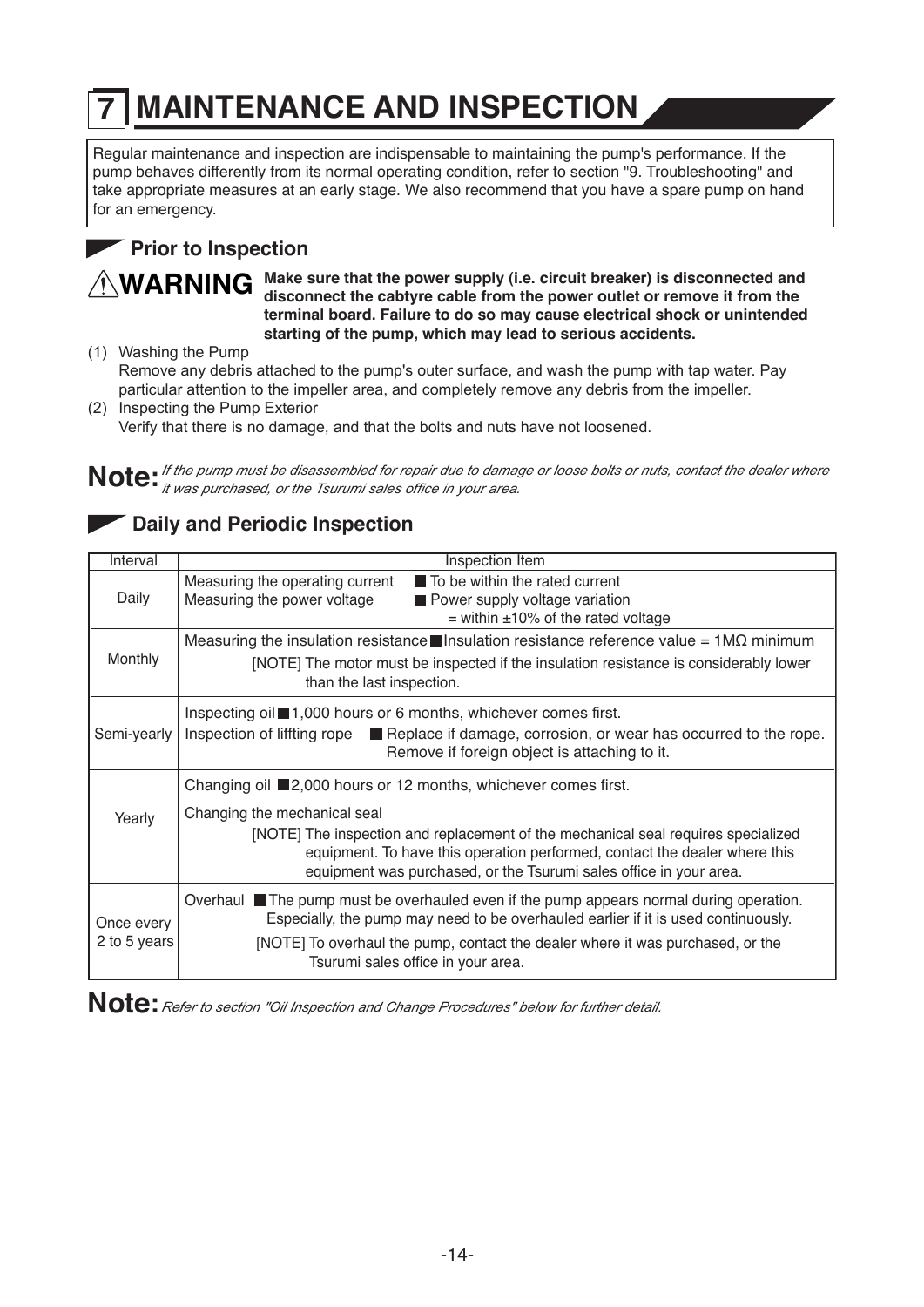# 7 MAINTENANCE AND INSPECTION

Regular maintenance and inspection are indispensable to maintaining the pump's performance. If the pump behaves differently from its normal operating condition, refer to section "9. Troubleshooting" and take appropriate measures at an early stage. We also recommend that you have a spare pump on hand for an emergency.

## Prior to Inspection

⚠**WARNING** **Make sure that the power supply (i.e. circuit breaker) is disconnected and disconnect the cabtyre cable from the power outlet or remove it from the terminal board. Failure to do so may cause electrical shock or unintended starting of the pump, which may lead to serious accidents.**

(1) Washing the Pump
Remove any debris attached to the pump's outer surface, and wash the pump with tap water. Pay particular attention to the impeller area, and completely remove any debris from the impeller.

(2) Inspecting the Pump Exterior
Verify that there is no damage, and that the bolts and nuts have not loosened.

**Note:** *If the pump must be disassembled for repair due to damage or loose bolts or nuts, contact the dealer where it was purchased, or the Tsurumi sales office in your area.*

## Daily and Periodic Inspection

| Interval | Inspection Item |
|---|---|
| Daily | Measuring the operating current ■ To be within the rated current<br>Measuring the power voltage ■ Power supply voltage variation = within ±10% of the rated voltage |
| Monthly | Measuring the insulation resistance ■ Insulation resistance reference value = 1MΩ minimum<br>[NOTE] The motor must be inspected if the insulation resistance is considerably lower than the last inspection. |
| Semi-yearly | Inspecting oil ■ 1,000 hours or 6 months, whichever comes first.<br>Inspection of liffting rope ■ Replace if damage, corrosion, or wear has occurred to the rope. Remove if foreign object is attaching to it. |
| Yearly | Changing oil ■ 2,000 hours or 12 months, whichever comes first.<br>Changing the mechanical seal<br>[NOTE] The inspection and replacement of the mechanical seal requires specialized equipment. To have this operation performed, contact the dealer where this equipment was purchased, or the Tsurumi sales office in your area. |
| Once every 2 to 5 years | Overhaul ■ The pump must be overhauled even if the pump appears normal during operation. Especially, the pump may need to be overhauled earlier if it is used continuously.<br>[NOTE] To overhaul the pump, contact the dealer where it was purchased, or the Tsurumi sales office in your area. |

**Note:** *Refer to section "Oil Inspection and Change Procedures" below for further detail.*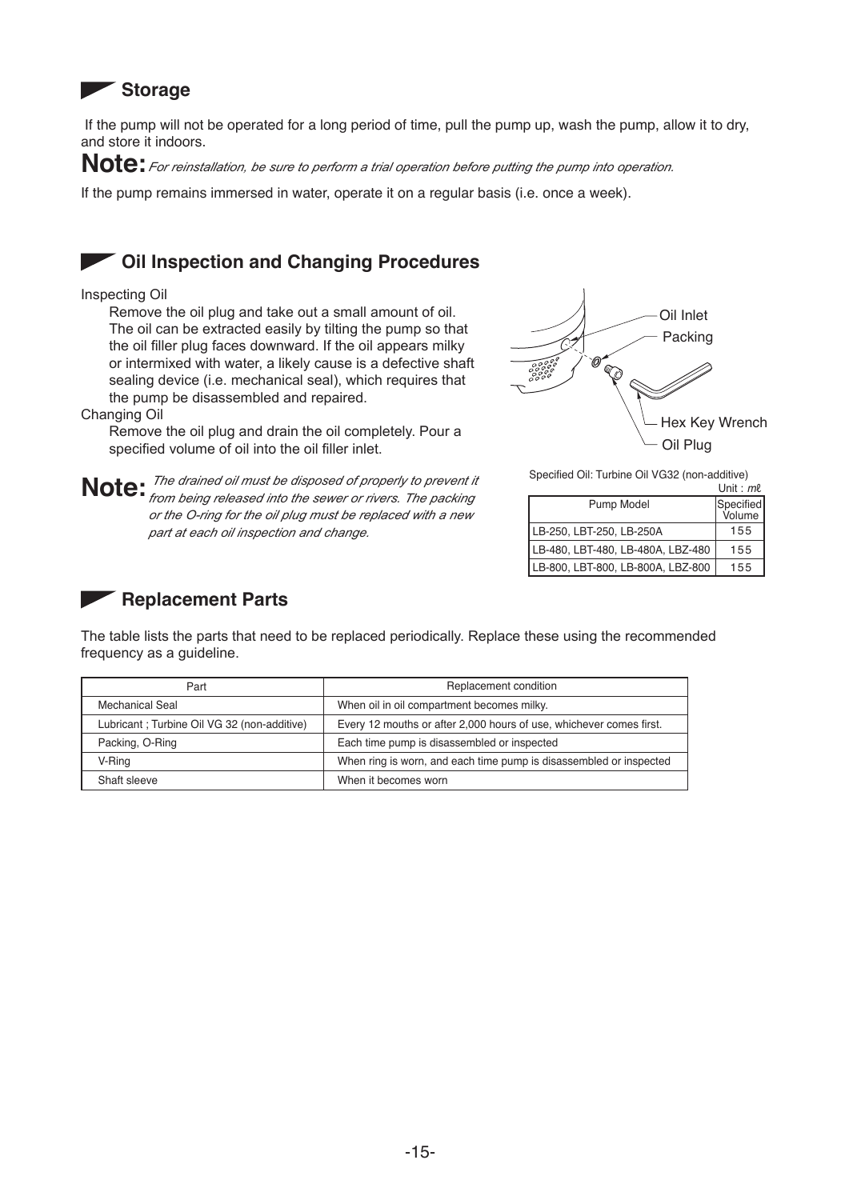## Storage

If the pump will not be operated for a long period of time, pull the pump up, wash the pump, allow it to dry, and store it indoors.

**Note:** *For reinstallation, be sure to perform a trial operation before putting the pump into operation.*

If the pump remains immersed in water, operate it on a regular basis (i.e. once a week).

## Oil Inspection and Changing Procedures

Inspecting Oil

Remove the oil plug and take out a small amount of oil. The oil can be extracted easily by tilting the pump so that the oil filler plug faces downward. If the oil appears milky or intermixed with water, a likely cause is a defective shaft sealing device (i.e. mechanical seal), which requires that the pump be disassembled and repaired.

Changing Oil

Remove the oil plug and drain the oil completely. Pour a specified volume of oil into the oil filler inlet.

**Note:** *The drained oil must be disposed of properly to prevent it from being released into the sewer or rivers. The packing or the O-ring for the oil plug must be replaced with a new part at each oil inspection and change.*

Oil Inlet

Packing

Hex Key Wrench

Oil Plug

Specified Oil: Turbine Oil VG32 (non-additive)

Unit : mℓ

| Pump Model | Specified Volume |
|---|---|
| LB-250, LBT-250, LB-250A | 155 |
| LB-480, LBT-480, LB-480A, LBZ-480 | 155 |
| LB-800, LBT-800, LB-800A, LBZ-800 | 155 |

## Replacement Parts

The table lists the parts that need to be replaced periodically. Replace these using the recommended frequency as a guideline.

| Part | Replacement condition |
|---|---|
| Mechanical Seal | When oil in oil compartment becomes milky. |
| Lubricant ; Turbine Oil VG 32 (non-additive) | Every 12 mouths or after 2,000 hours of use, whichever comes first. |
| Packing, O-Ring | Each time pump is disassembled or inspected |
| V-Ring | When ring is worn, and each time pump is disassembled or inspected |
| Shaft sleeve | When it becomes worn |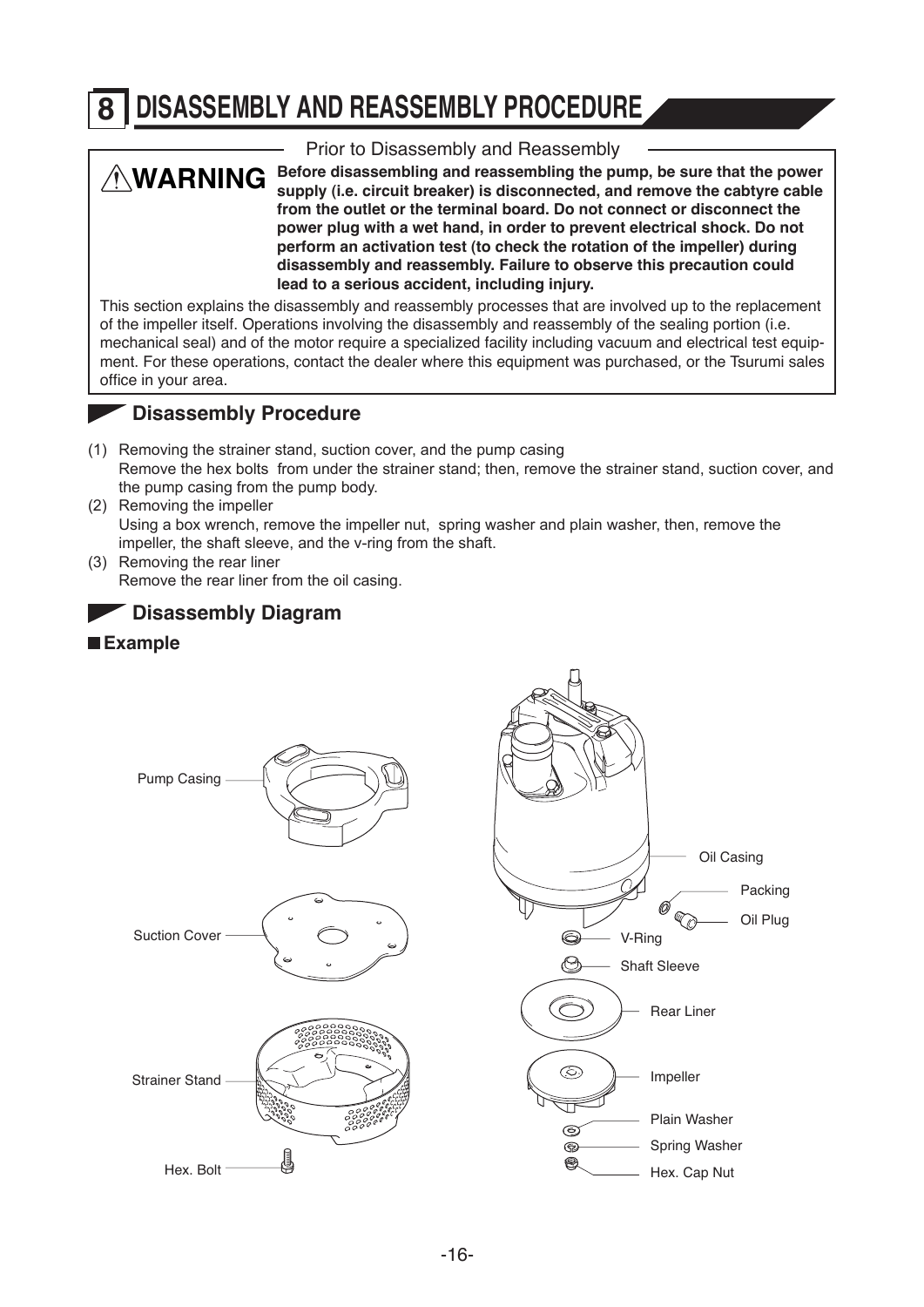# 8 DISASSEMBLY AND REASSEMBLY PROCEDURE

Prior to Disassembly and Reassembly

**⚠WARNING** **Before disassembling and reassembling the pump, be sure that the power supply (i.e. circuit breaker) is disconnected, and remove the cabtyre cable from the outlet or the terminal board. Do not connect or disconnect the power plug with a wet hand, in order to prevent electrical shock. Do not perform an activation test (to check the rotation of the impeller) during disassembly and reassembly. Failure to observe this precaution could lead to a serious accident, including injury.**

This section explains the disassembly and reassembly processes that are involved up to the replacement of the impeller itself. Operations involving the disassembly and reassembly of the sealing portion (i.e. mechanical seal) and of the motor require a specialized facility including vacuum and electrical test equipment. For these operations, contact the dealer where this equipment was purchased, or the Tsurumi sales office in your area.

## Disassembly Procedure

(1) Removing the strainer stand, suction cover, and the pump casing
Remove the hex bolts from under the strainer stand; then, remove the strainer stand, suction cover, and the pump casing from the pump body.

(2) Removing the impeller
Using a box wrench, remove the impeller nut, spring washer and plain washer, then, remove the impeller, the shaft sleeve, and the v-ring from the shaft.

(3) Removing the rear liner
Remove the rear liner from the oil casing.

## Disassembly Diagram

### ■Example

Pump Casing

Suction Cover

Strainer Stand

Hex. Bolt

Oil Casing

Packing

Oil Plug

V-Ring

Shaft Sleeve

Rear Liner

Impeller

Plain Washer

Spring Washer

Hex. Cap Nut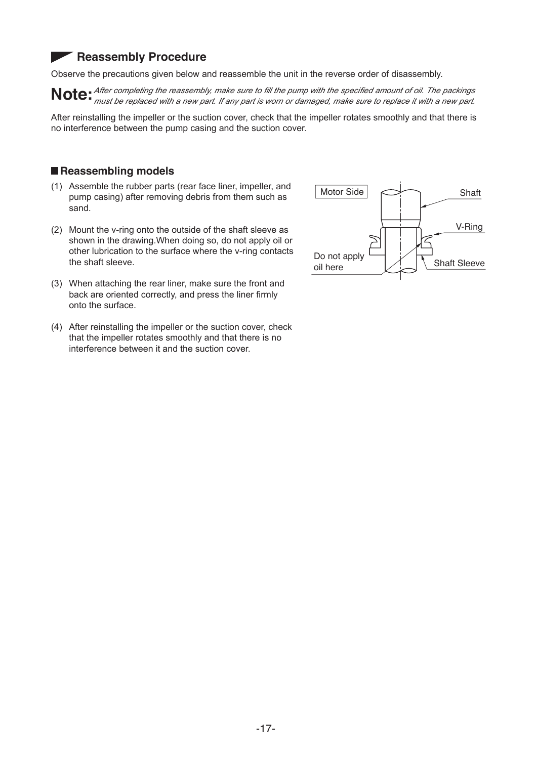## Reassembly Procedure

Observe the precautions given below and reassemble the unit in the reverse order of disassembly.

**Note:** *After completing the reassembly, make sure to fill the pump with the specified amount of oil. The packings must be replaced with a new part. If any part is worn or damaged, make sure to replace it with a new part.*

After reinstalling the impeller or the suction cover, check that the impeller rotates smoothly and that there is no interference between the pump casing and the suction cover.

### Reassembling models

(1) Assemble the rubber parts (rear face liner, impeller, and pump casing) after removing debris from them such as sand.

(2) Mount the v-ring onto the outside of the shaft sleeve as shown in the drawing.When doing so, do not apply oil or other lubrication to the surface where the v-ring contacts the shaft sleeve.

(3) When attaching the rear liner, make sure the front and back are oriented correctly, and press the liner firmly onto the surface.

(4) After reinstalling the impeller or the suction cover, check that the impeller rotates smoothly and that there is no interference between it and the suction cover.

Motor Side

Shaft

V-Ring

Do not apply oil here

Shaft Sleeve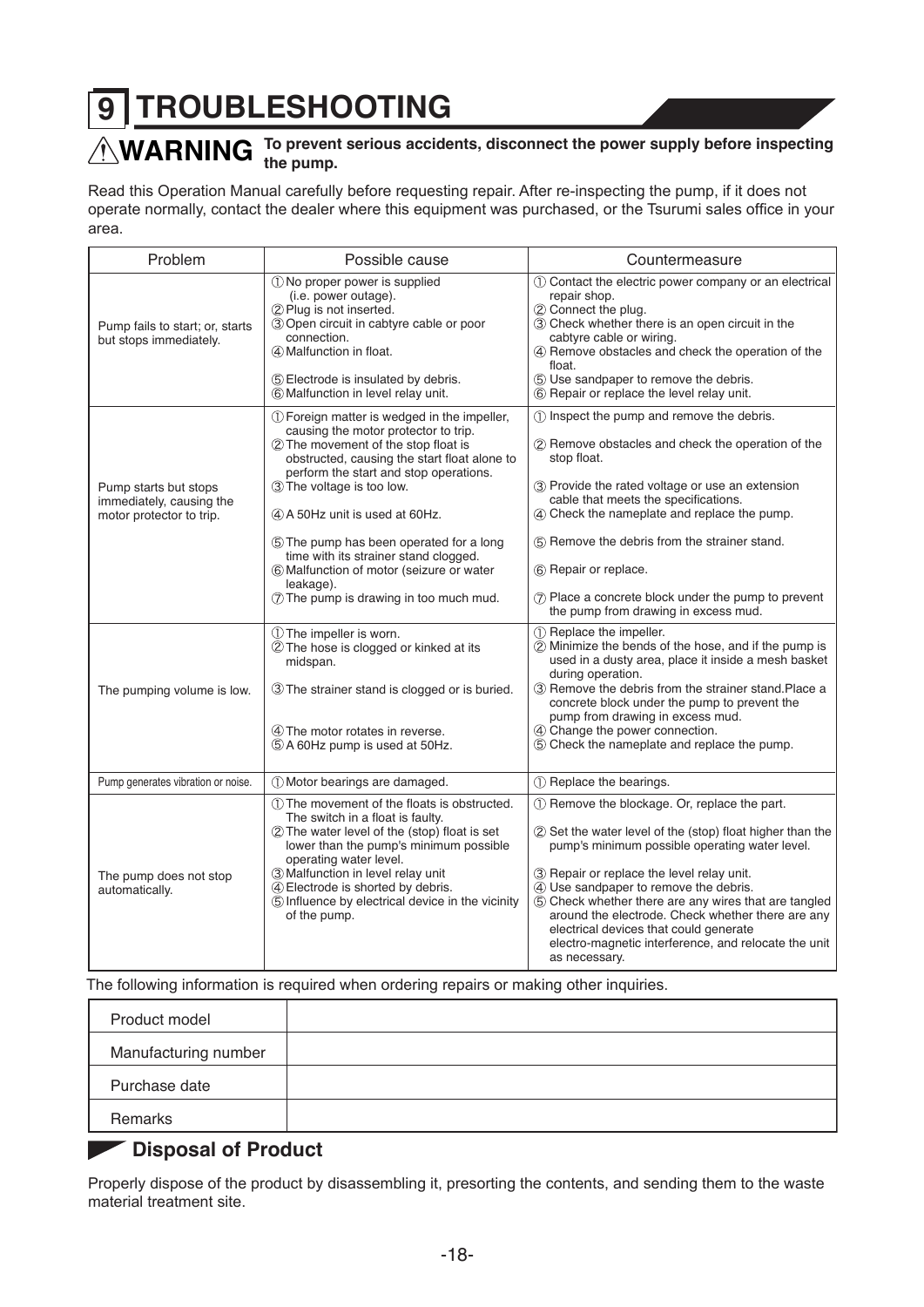# 9 TROUBLESHOOTING

⚠**WARNING** **To prevent serious accidents, disconnect the power supply before inspecting the pump.**

Read this Operation Manual carefully before requesting repair. After re-inspecting the pump, if it does not operate normally, contact the dealer where this equipment was purchased, or the Tsurumi sales office in your area.

| Problem | Possible cause | Countermeasure |
|---|---|---|
| Pump fails to start; or, starts but stops immediately. | ① No proper power is supplied (i.e. power outage).<br>② Plug is not inserted.<br>③ Open circuit in cabtyre cable or poor connection.<br>④ Malfunction in float.<br>⑤ Electrode is insulated by debris.<br>⑥ Malfunction in level relay unit. | ① Contact the electric power company or an electrical repair shop.<br>② Connect the plug.<br>③ Check whether there is an open circuit in the cabtyre cable or wiring.<br>④ Remove obstacles and check the operation of the float.<br>⑤ Use sandpaper to remove the debris.<br>⑥ Repair or replace the level relay unit. |
| Pump starts but stops immediately, causing the motor protector to trip. | ① Foreign matter is wedged in the impeller, causing the motor protector to trip.<br>② The movement of the stop float is obstructed, causing the start float alone to perform the start and stop operations.<br>③ The voltage is too low.<br>④ A 50Hz unit is used at 60Hz.<br>⑤ The pump has been operated for a long time with its strainer stand clogged.<br>⑥ Malfunction of motor (seizure or water leakage).<br>⑦ The pump is drawing in too much mud. | ① Inspect the pump and remove the debris.<br>② Remove obstacles and check the operation of the stop float.<br>③ Provide the rated voltage or use an extension cable that meets the specifications.<br>④ Check the nameplate and replace the pump.<br>⑤ Remove the debris from the strainer stand.<br>⑥ Repair or replace.<br>⑦ Place a concrete block under the pump to prevent the pump from drawing in excess mud. |
| The pumping volume is low. | ① The impeller is worn.<br>② The hose is clogged or kinked at its midspan.<br>③ The strainer stand is clogged or is buried.<br>④ The motor rotates in reverse.<br>⑤ A 60Hz pump is used at 50Hz. | ① Replace the impeller.<br>② Minimize the bends of the hose, and if the pump is used in a dusty area, place it inside a mesh basket during operation.<br>③ Remove the debris from the strainer stand.Place a concrete block under the pump to prevent the pump from drawing in excess mud.<br>④ Change the power connection.<br>⑤ Check the nameplate and replace the pump. |
| Pump generates vibration or noise. | ① Motor bearings are damaged. | ① Replace the bearings. |
| The pump does not stop automatically. | ① The movement of the floats is obstructed. The switch in a float is faulty.<br>② The water level of the (stop) float is set lower than the pump's minimum possible operating water level.<br>③ Malfunction in level relay unit<br>④ Electrode is shorted by debris.<br>⑤ Influence by electrical device in the vicinity of the pump. | ① Remove the blockage. Or, replace the part.<br>② Set the water level of the (stop) float higher than the pump's minimum possible operating water level.<br>③ Repair or replace the level relay unit.<br>④ Use sandpaper to remove the debris.<br>⑤ Check whether there are any wires that are tangled around the electrode. Check whether there are any electrical devices that could generate electro-magnetic interference, and relocate the unit as necessary. |

The following information is required when ordering repairs or making other inquiries.

| | |
|---|---|
| Product model | |
| Manufacturing number | |
| Purchase date | |
| Remarks | |

## Disposal of Product

Properly dispose of the product by disassembling it, presorting the contents, and sending them to the waste material treatment site.